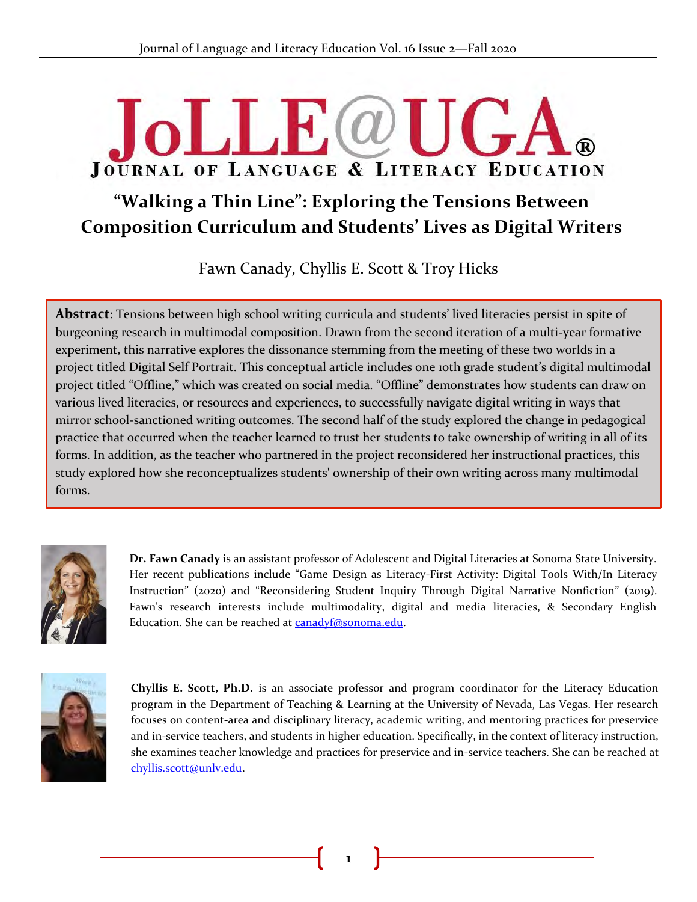# "Walking a Thin Line": Exploring the Tensions Between Composition Curriculum and Students' Lives as Digital Writers

Fawn Canady, Chyllis E. Scott & Troy Hicks

**Abstract**: Tensions between high school writing curricula and students' lived literacies persist in spite of burgeoning research in multimodal composition. Drawn from the second iteration of a multi-year formative experiment, this narrative explores the dissonance stemming from the meeting of these two worlds in a project titled Digital Self Portrait. This conceptual article includes one 10th grade student's digital multimodal project titled "Offline," which was created on social media. "Offline" demonstrates how students can draw on various lived literacies, or resources and experiences, to successfully navigate digital writing in ways that mirror school-sanctioned writing outcomes. The second half of the study explored the change in pedagogical practice that occurred when the teacher learned to trust her students to take ownership of writing in all of its forms. In addition, as the teacher who partnered in the project reconsidered her instructional practices, this study explored how she reconceptualizes students' ownership of their own writing across many multimodal forms.

**Dr. Fawn Canady** is an assistant professor of Adolescent and Digital Literacies at Sonoma State University. Her recent publications include "Game Design as Literacy-First Activity: Digital Tools With/In Literacy Instruction" (2020) and "Reconsidering Student Inquiry Through Digital Narrative Nonfiction" (2019). Fawn's research interests include multimodality, digital and media literacies, & Secondary English Education. She can be reached at canadyf@sonoma.edu.

**Chyllis E. Scott, Ph.D.** is an associate professor and program coordinator for the Literacy Education program in the Department of Teaching & Learning at the University of Nevada, Las Vegas. Her research focuses on content-area and disciplinary literacy, academic writing, and mentoring practices for preservice and in-service teachers, and students in higher education. Specifically, in the context of literacy instruction, she examines teacher knowledge and practices for preservice and in-service teachers. She can be reached at chyllis.scott@unlv.edu.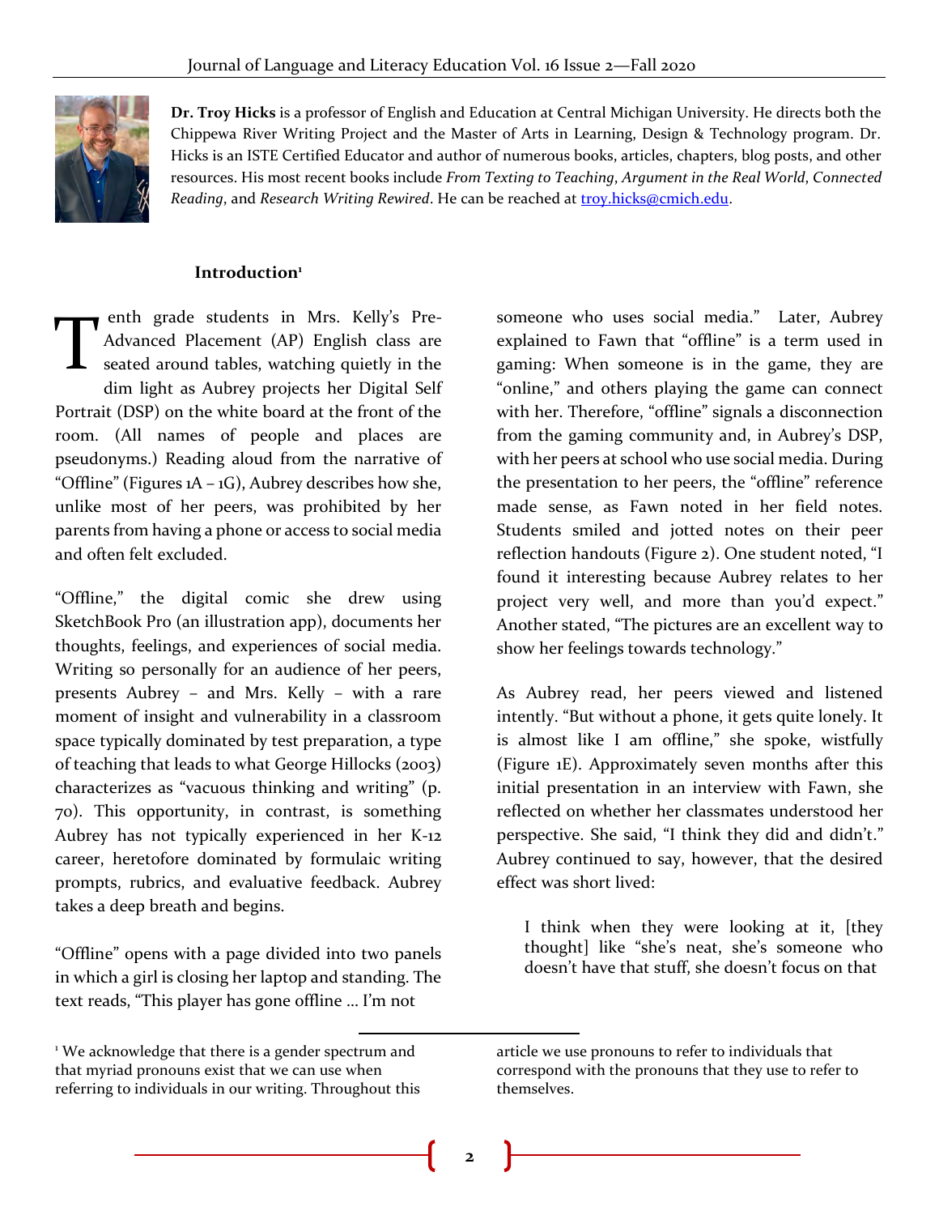**Dr. Troy Hicks** is a professor of English and Education at Central Michigan University. He directs both the Chippewa River Writing Project and the Master of Arts in Learning, Design & Technology program. Dr. Hicks is an ISTE Certified Educator and author of numerous books, articles, chapters, blog posts, and other resources. His most recent books include *From Texting to Teaching*, *Argument in the Real World*, *Connected Reading*, and *Research Writing Rewired*. He can be reached at troy.hicks@cmich.edu.

## Introduction[1]

Tenth grade students in Mrs. Kelly's Pre-Advanced Placement (AP) English class are seated around tables, watching quietly in the dim light as Aubrey projects her Digital Self Portrait (DSP) on the white board at the front of the room. (All names of people and places are pseudonyms.) Reading aloud from the narrative of "Offline" (Figures 1A – 1G), Aubrey describes how she, unlike most of her peers, was prohibited by her parents from having a phone or access to social media and often felt excluded.

"Offline," the digital comic she drew using SketchBook Pro (an illustration app), documents her thoughts, feelings, and experiences of social media. Writing so personally for an audience of her peers, presents Aubrey – and Mrs. Kelly – with a rare moment of insight and vulnerability in a classroom space typically dominated by test preparation, a type of teaching that leads to what George Hillocks (2003) characterizes as "vacuous thinking and writing" (p. 70). This opportunity, in contrast, is something Aubrey has not typically experienced in her K-12 career, heretofore dominated by formulaic writing prompts, rubrics, and evaluative feedback. Aubrey takes a deep breath and begins.

"Offline" opens with a page divided into two panels in which a girl is closing her laptop and standing. The text reads, "This player has gone offline … I'm not someone who uses social media." Later, Aubrey explained to Fawn that "offline" is a term used in gaming: When someone is in the game, they are "online," and others playing the game can connect with her. Therefore, "offline" signals a disconnection from the gaming community and, in Aubrey's DSP, with her peers at school who use social media. During the presentation to her peers, the "offline" reference made sense, as Fawn noted in her field notes. Students smiled and jotted notes on their peer reflection handouts (Figure 2). One student noted, "I found it interesting because Aubrey relates to her project very well, and more than you'd expect." Another stated, "The pictures are an excellent way to show her feelings towards technology."

As Aubrey read, her peers viewed and listened intently. "But without a phone, it gets quite lonely. It is almost like I am offline," she spoke, wistfully (Figure 1E). Approximately seven months after this initial presentation in an interview with Fawn, she reflected on whether her classmates understood her perspective. She said, "I think they did and didn't." Aubrey continued to say, however, that the desired effect was short lived:

> I think when they were looking at it, [they thought] like "she's neat, she's someone who doesn't have that stuff, she doesn't focus on that

---

[1] We acknowledge that there is a gender spectrum and that myriad pronouns exist that we can use when referring to individuals in our writing. Throughout this article we use pronouns to refer to individuals that correspond with the pronouns that they use to refer to themselves.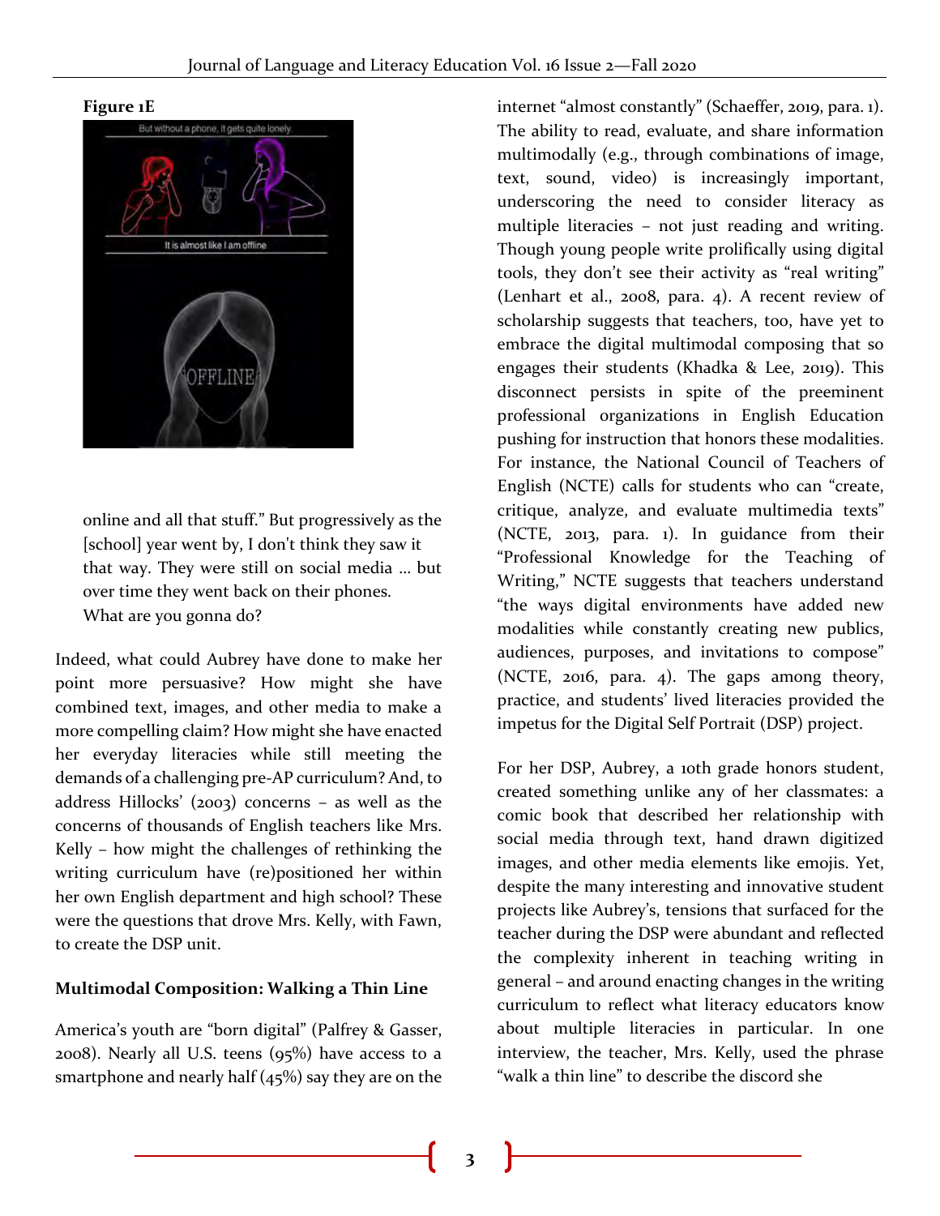**Figure 1E**

> online and all that stuff." But progressively as the [school] year went by, I don't think they saw it that way. They were still on social media … but over time they went back on their phones. What are you gonna do?

Indeed, what could Aubrey have done to make her point more persuasive? How might she have combined text, images, and other media to make a more compelling claim? How might she have enacted her everyday literacies while still meeting the demands of a challenging pre-AP curriculum? And, to address Hillocks' (2003) concerns – as well as the concerns of thousands of English teachers like Mrs. Kelly – how might the challenges of rethinking the writing curriculum have (re)positioned her within her own English department and high school? These were the questions that drove Mrs. Kelly, with Fawn, to create the DSP unit.

## Multimodal Composition: Walking a Thin Line

America's youth are "born digital" (Palfrey & Gasser, 2008). Nearly all U.S. teens (95%) have access to a smartphone and nearly half (45%) say they are on the internet "almost constantly" (Schaeffer, 2019, para. 1). The ability to read, evaluate, and share information multimodally (e.g., through combinations of image, text, sound, video) is increasingly important, underscoring the need to consider literacy as multiple literacies – not just reading and writing. Though young people write prolifically using digital tools, they don't see their activity as "real writing" (Lenhart et al., 2008, para. 4). A recent review of scholarship suggests that teachers, too, have yet to embrace the digital multimodal composing that so engages their students (Khadka & Lee, 2019). This disconnect persists in spite of the preeminent professional organizations in English Education pushing for instruction that honors these modalities. For instance, the National Council of Teachers of English (NCTE) calls for students who can "create, critique, analyze, and evaluate multimedia texts" (NCTE, 2013, para. 1). In guidance from their "Professional Knowledge for the Teaching of Writing," NCTE suggests that teachers understand "the ways digital environments have added new modalities while constantly creating new publics, audiences, purposes, and invitations to compose" (NCTE, 2016, para. 4). The gaps among theory, practice, and students' lived literacies provided the impetus for the Digital Self Portrait (DSP) project.

For her DSP, Aubrey, a 10th grade honors student, created something unlike any of her classmates: a comic book that described her relationship with social media through text, hand drawn digitized images, and other media elements like emojis. Yet, despite the many interesting and innovative student projects like Aubrey's, tensions that surfaced for the teacher during the DSP were abundant and reflected the complexity inherent in teaching writing in general – and around enacting changes in the writing curriculum to reflect what literacy educators know about multiple literacies in particular. In one interview, the teacher, Mrs. Kelly, used the phrase "walk a thin line" to describe the discord she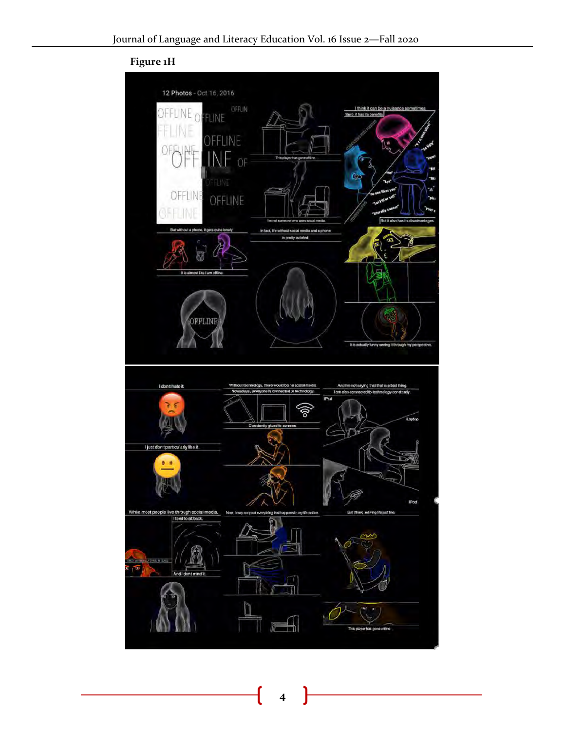**Figure 1H**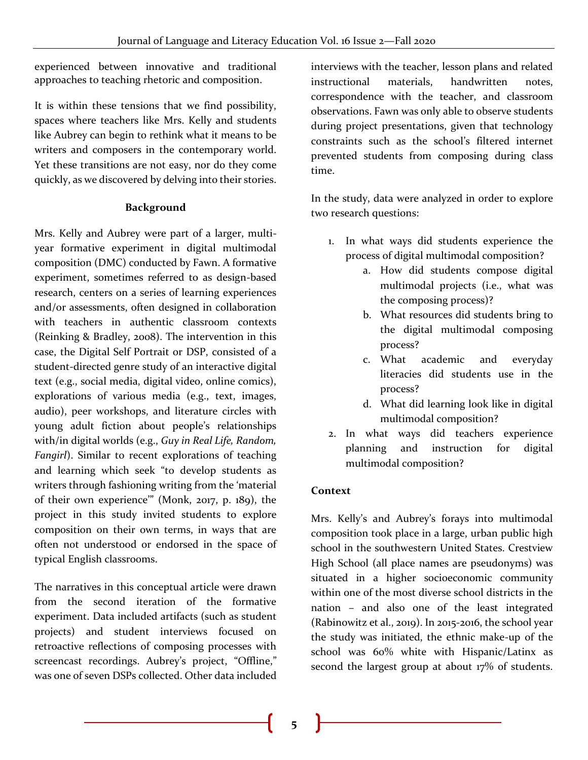experienced between innovative and traditional approaches to teaching rhetoric and composition.

It is within these tensions that we find possibility, spaces where teachers like Mrs. Kelly and students like Aubrey can begin to rethink what it means to be writers and composers in the contemporary world. Yet these transitions are not easy, nor do they come quickly, as we discovered by delving into their stories.

## Background

Mrs. Kelly and Aubrey were part of a larger, multi-year formative experiment in digital multimodal composition (DMC) conducted by Fawn. A formative experiment, sometimes referred to as design-based research, centers on a series of learning experiences and/or assessments, often designed in collaboration with teachers in authentic classroom contexts (Reinking & Bradley, 2008). The intervention in this case, the Digital Self Portrait or DSP, consisted of a student-directed genre study of an interactive digital text (e.g., social media, digital video, online comics), explorations of various media (e.g., text, images, audio), peer workshops, and literature circles with young adult fiction about people's relationships with/in digital worlds (e.g., *Guy in Real Life, Random, Fangirl*). Similar to recent explorations of teaching and learning which seek "to develop students as writers through fashioning writing from the 'material of their own experience'" (Monk, 2017, p. 189), the project in this study invited students to explore composition on their own terms, in ways that are often not understood or endorsed in the space of typical English classrooms.

The narratives in this conceptual article were drawn from the second iteration of the formative experiment. Data included artifacts (such as student projects) and student interviews focused on retroactive reflections of composing processes with screencast recordings. Aubrey's project, "Offline," was one of seven DSPs collected. Other data included interviews with the teacher, lesson plans and related instructional materials, handwritten notes, correspondence with the teacher, and classroom observations. Fawn was only able to observe students during project presentations, given that technology constraints such as the school's filtered internet prevented students from composing during class time.

In the study, data were analyzed in order to explore two research questions:

1. In what ways did students experience the process of digital multimodal composition?
    a. How did students compose digital multimodal projects (i.e., what was the composing process)?
    b. What resources did students bring to the digital multimodal composing process?
    c. What academic and everyday literacies did students use in the process?
    d. What did learning look like in digital multimodal composition?
2. In what ways did teachers experience planning and instruction for digital multimodal composition?

### Context

Mrs. Kelly's and Aubrey's forays into multimodal composition took place in a large, urban public high school in the southwestern United States. Crestview High School (all place names are pseudonyms) was situated in a higher socioeconomic community within one of the most diverse school districts in the nation – and also one of the least integrated (Rabinowitz et al., 2019). In 2015-2016, the school year the study was initiated, the ethnic make-up of the school was 60% white with Hispanic/Latinx as second the largest group at about 17% of students.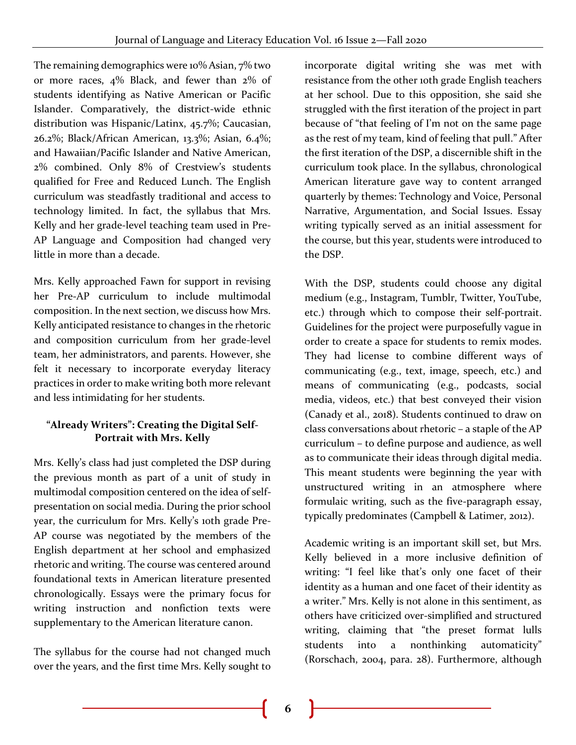The remaining demographics were 10% Asian, 7% two or more races, 4% Black, and fewer than 2% of students identifying as Native American or Pacific Islander. Comparatively, the district-wide ethnic distribution was Hispanic/Latinx, 45.7%; Caucasian, 26.2%; Black/African American, 13.3%; Asian, 6.4%; and Hawaiian/Pacific Islander and Native American, 2% combined. Only 8% of Crestview's students qualified for Free and Reduced Lunch. The English curriculum was steadfastly traditional and access to technology limited. In fact, the syllabus that Mrs. Kelly and her grade-level teaching team used in Pre-AP Language and Composition had changed very little in more than a decade.

Mrs. Kelly approached Fawn for support in revising her Pre-AP curriculum to include multimodal composition. In the next section, we discuss how Mrs. Kelly anticipated resistance to changes in the rhetoric and composition curriculum from her grade-level team, her administrators, and parents. However, she felt it necessary to incorporate everyday literacy practices in order to make writing both more relevant and less intimidating for her students.

### "Already Writers": Creating the Digital Self-Portrait with Mrs. Kelly

Mrs. Kelly's class had just completed the DSP during the previous month as part of a unit of study in multimodal composition centered on the idea of self-presentation on social media. During the prior school year, the curriculum for Mrs. Kelly's 10th grade Pre-AP course was negotiated by the members of the English department at her school and emphasized rhetoric and writing. The course was centered around foundational texts in American literature presented chronologically. Essays were the primary focus for writing instruction and nonfiction texts were supplementary to the American literature canon.

The syllabus for the course had not changed much over the years, and the first time Mrs. Kelly sought to incorporate digital writing she was met with resistance from the other 10th grade English teachers at her school. Due to this opposition, she said she struggled with the first iteration of the project in part because of "that feeling of I'm not on the same page as the rest of my team, kind of feeling that pull." After the first iteration of the DSP, a discernible shift in the curriculum took place. In the syllabus, chronological American literature gave way to content arranged quarterly by themes: Technology and Voice, Personal Narrative, Argumentation, and Social Issues. Essay writing typically served as an initial assessment for the course, but this year, students were introduced to the DSP.

With the DSP, students could choose any digital medium (e.g., Instagram, Tumblr, Twitter, YouTube, etc.) through which to compose their self-portrait. Guidelines for the project were purposefully vague in order to create a space for students to remix modes. They had license to combine different ways of communicating (e.g., text, image, speech, etc.) and means of communicating (e.g., podcasts, social media, videos, etc.) that best conveyed their vision (Canady et al., 2018). Students continued to draw on class conversations about rhetoric – a staple of the AP curriculum – to define purpose and audience, as well as to communicate their ideas through digital media. This meant students were beginning the year with unstructured writing in an atmosphere where formulaic writing, such as the five-paragraph essay, typically predominates (Campbell & Latimer, 2012).

Academic writing is an important skill set, but Mrs. Kelly believed in a more inclusive definition of writing: "I feel like that's only one facet of their identity as a human and one facet of their identity as a writer." Mrs. Kelly is not alone in this sentiment, as others have criticized over-simplified and structured writing, claiming that "the preset format lulls students into a nonthinking automaticity" (Rorschach, 2004, para. 28). Furthermore, although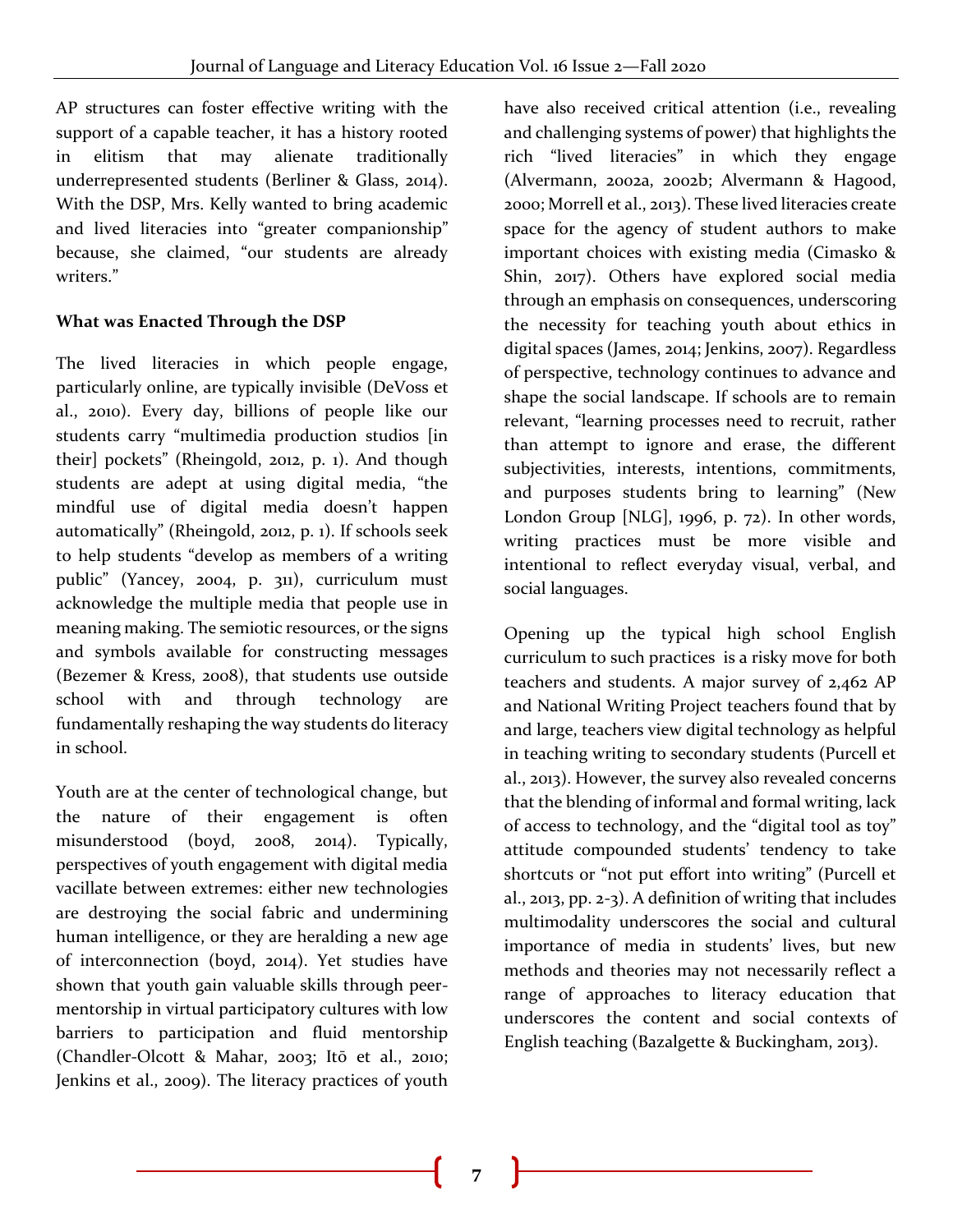AP structures can foster effective writing with the support of a capable teacher, it has a history rooted in elitism that may alienate traditionally underrepresented students (Berliner & Glass, 2014). With the DSP, Mrs. Kelly wanted to bring academic and lived literacies into "greater companionship" because, she claimed, "our students are already writers."

**What was Enacted Through the DSP**

The lived literacies in which people engage, particularly online, are typically invisible (DeVoss et al., 2010). Every day, billions of people like our students carry "multimedia production studios [in their] pockets" (Rheingold, 2012, p. 1). And though students are adept at using digital media, "the mindful use of digital media doesn't happen automatically" (Rheingold, 2012, p. 1). If schools seek to help students "develop as members of a writing public" (Yancey, 2004, p. 311), curriculum must acknowledge the multiple media that people use in meaning making. The semiotic resources, or the signs and symbols available for constructing messages (Bezemer & Kress, 2008), that students use outside school with and through technology are fundamentally reshaping the way students do literacy in school.

Youth are at the center of technological change, but the nature of their engagement is often misunderstood (boyd, 2008, 2014). Typically, perspectives of youth engagement with digital media vacillate between extremes: either new technologies are destroying the social fabric and undermining human intelligence, or they are heralding a new age of interconnection (boyd, 2014). Yet studies have shown that youth gain valuable skills through peer-mentorship in virtual participatory cultures with low barriers to participation and fluid mentorship (Chandler-Olcott & Mahar, 2003; Itō et al., 2010; Jenkins et al., 2009). The literacy practices of youth have also received critical attention (i.e., revealing and challenging systems of power) that highlights the rich "lived literacies" in which they engage (Alvermann, 2002a, 2002b; Alvermann & Hagood, 2000; Morrell et al., 2013). These lived literacies create space for the agency of student authors to make important choices with existing media (Cimasko & Shin, 2017). Others have explored social media through an emphasis on consequences, underscoring the necessity for teaching youth about ethics in digital spaces (James, 2014; Jenkins, 2007). Regardless of perspective, technology continues to advance and shape the social landscape. If schools are to remain relevant, "learning processes need to recruit, rather than attempt to ignore and erase, the different subjectivities, interests, intentions, commitments, and purposes students bring to learning" (New London Group [NLG], 1996, p. 72). In other words, writing practices must be more visible and intentional to reflect everyday visual, verbal, and social languages.

Opening up the typical high school English curriculum to such practices is a risky move for both teachers and students. A major survey of 2,462 AP and National Writing Project teachers found that by and large, teachers view digital technology as helpful in teaching writing to secondary students (Purcell et al., 2013). However, the survey also revealed concerns that the blending of informal and formal writing, lack of access to technology, and the "digital tool as toy" attitude compounded students' tendency to take shortcuts or "not put effort into writing" (Purcell et al., 2013, pp. 2-3). A definition of writing that includes multimodality underscores the social and cultural importance of media in students' lives, but new methods and theories may not necessarily reflect a range of approaches to literacy education that underscores the content and social contexts of English teaching (Bazalgette & Buckingham, 2013).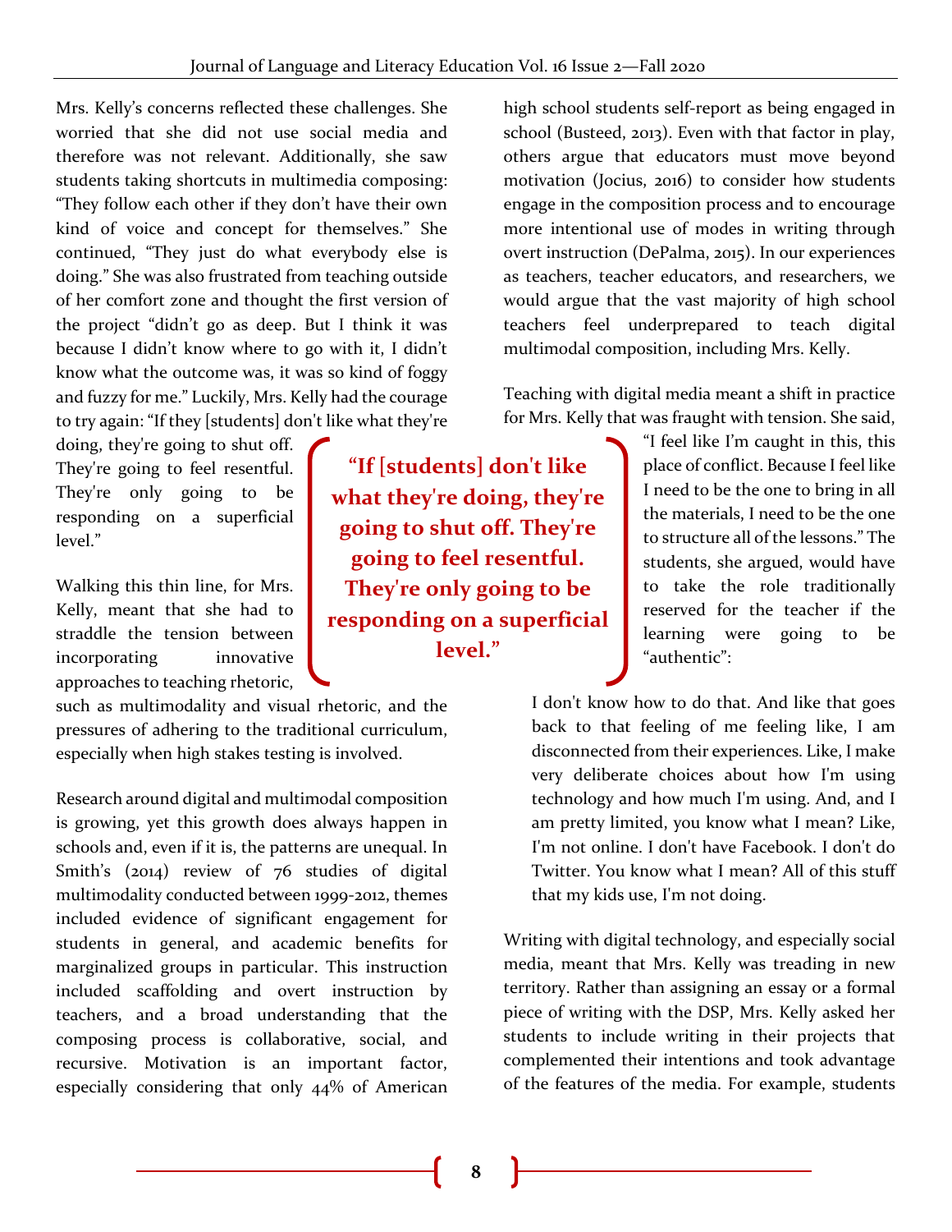Mrs. Kelly's concerns reflected these challenges. She worried that she did not use social media and therefore was not relevant. Additionally, she saw students taking shortcuts in multimedia composing: "They follow each other if they don't have their own kind of voice and concept for themselves." She continued, "They just do what everybody else is doing." She was also frustrated from teaching outside of her comfort zone and thought the first version of the project "didn't go as deep. But I think it was because I didn't know where to go with it, I didn't know what the outcome was, it was so kind of foggy and fuzzy for me." Luckily, Mrs. Kelly had the courage to try again: "If they [students] don't like what they're doing, they're going to shut off. They're going to feel resentful. They're only going to be responding on a superficial level."

> **"If [students] don't like what they're doing, they're going to shut off. They're going to feel resentful. They're only going to be responding on a superficial level."**

Walking this thin line, for Mrs. Kelly, meant that she had to straddle the tension between incorporating innovative approaches to teaching rhetoric, such as multimodality and visual rhetoric, and the pressures of adhering to the traditional curriculum, especially when high stakes testing is involved.

Research around digital and multimodal composition is growing, yet this growth does always happen in schools and, even if it is, the patterns are unequal. In Smith's (2014) review of 76 studies of digital multimodality conducted between 1999-2012, themes included evidence of significant engagement for students in general, and academic benefits for marginalized groups in particular. This instruction included scaffolding and overt instruction by teachers, and a broad understanding that the composing process is collaborative, social, and recursive. Motivation is an important factor, especially considering that only 44% of American high school students self-report as being engaged in school (Busteed, 2013). Even with that factor in play, others argue that educators must move beyond motivation (Jocius, 2016) to consider how students engage in the composition process and to encourage more intentional use of modes in writing through overt instruction (DePalma, 2015). In our experiences as teachers, teacher educators, and researchers, we would argue that the vast majority of high school teachers feel underprepared to teach digital multimodal composition, including Mrs. Kelly.

Teaching with digital media meant a shift in practice for Mrs. Kelly that was fraught with tension. She said, "I feel like I'm caught in this, this place of conflict. Because I feel like I need to be the one to bring in all the materials, I need to be the one to structure all of the lessons." The students, she argued, would have to take the role traditionally reserved for the teacher if the learning were going to be "authentic":

> I don't know how to do that. And like that goes back to that feeling of me feeling like, I am disconnected from their experiences. Like, I make very deliberate choices about how I'm using technology and how much I'm using. And, and I am pretty limited, you know what I mean? Like, I'm not online. I don't have Facebook. I don't do Twitter. You know what I mean? All of this stuff that my kids use, I'm not doing.

Writing with digital technology, and especially social media, meant that Mrs. Kelly was treading in new territory. Rather than assigning an essay or a formal piece of writing with the DSP, Mrs. Kelly asked her students to include writing in their projects that complemented their intentions and took advantage of the features of the media. For example, students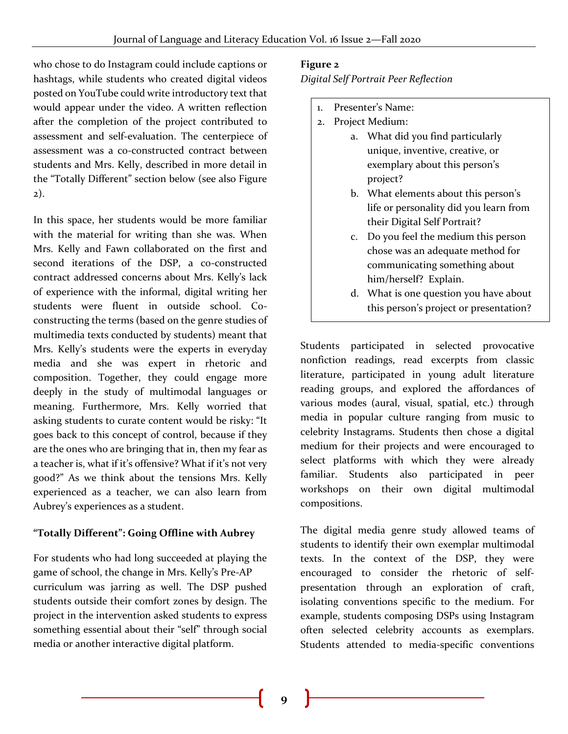who chose to do Instagram could include captions or hashtags, while students who created digital videos posted on YouTube could write introductory text that would appear under the video. A written reflection after the completion of the project contributed to assessment and self-evaluation. The centerpiece of assessment was a co-constructed contract between students and Mrs. Kelly, described in more detail in the "Totally Different" section below (see also Figure 2).

In this space, her students would be more familiar with the material for writing than she was. When Mrs. Kelly and Fawn collaborated on the first and second iterations of the DSP, a co-constructed contract addressed concerns about Mrs. Kelly's lack of experience with the informal, digital writing her students were fluent in outside school. Co-constructing the terms (based on the genre studies of multimedia texts conducted by students) meant that Mrs. Kelly's students were the experts in everyday media and she was expert in rhetoric and composition. Together, they could engage more deeply in the study of multimodal languages or meaning. Furthermore, Mrs. Kelly worried that asking students to curate content would be risky: "It goes back to this concept of control, because if they are the ones who are bringing that in, then my fear as a teacher is, what if it's offensive? What if it's not very good?" As we think about the tensions Mrs. Kelly experienced as a teacher, we can also learn from Aubrey's experiences as a student.

### "Totally Different": Going Offline with Aubrey

For students who had long succeeded at playing the game of school, the change in Mrs. Kelly's Pre-AP curriculum was jarring as well. The DSP pushed students outside their comfort zones by design. The project in the intervention asked students to express something essential about their "self" through social media or another interactive digital platform.

**Figure 2**

*Digital Self Portrait Peer Reflection*

1. Presenter's Name:
2. Project Medium:
    a. What did you find particularly unique, inventive, creative, or exemplary about this person's project?
    b. What elements about this person's life or personality did you learn from their Digital Self Portrait?
    c. Do you feel the medium this person chose was an adequate method for communicating something about him/herself? Explain.
    d. What is one question you have about this person's project or presentation?

Students participated in selected provocative nonfiction readings, read excerpts from classic literature, participated in young adult literature reading groups, and explored the affordances of various modes (aural, visual, spatial, etc.) through media in popular culture ranging from music to celebrity Instagrams. Students then chose a digital medium for their projects and were encouraged to select platforms with which they were already familiar. Students also participated in peer workshops on their own digital multimodal compositions.

The digital media genre study allowed teams of students to identify their own exemplar multimodal texts. In the context of the DSP, they were encouraged to consider the rhetoric of self-presentation through an exploration of craft, isolating conventions specific to the medium. For example, students composing DSPs using Instagram often selected celebrity accounts as exemplars. Students attended to media-specific conventions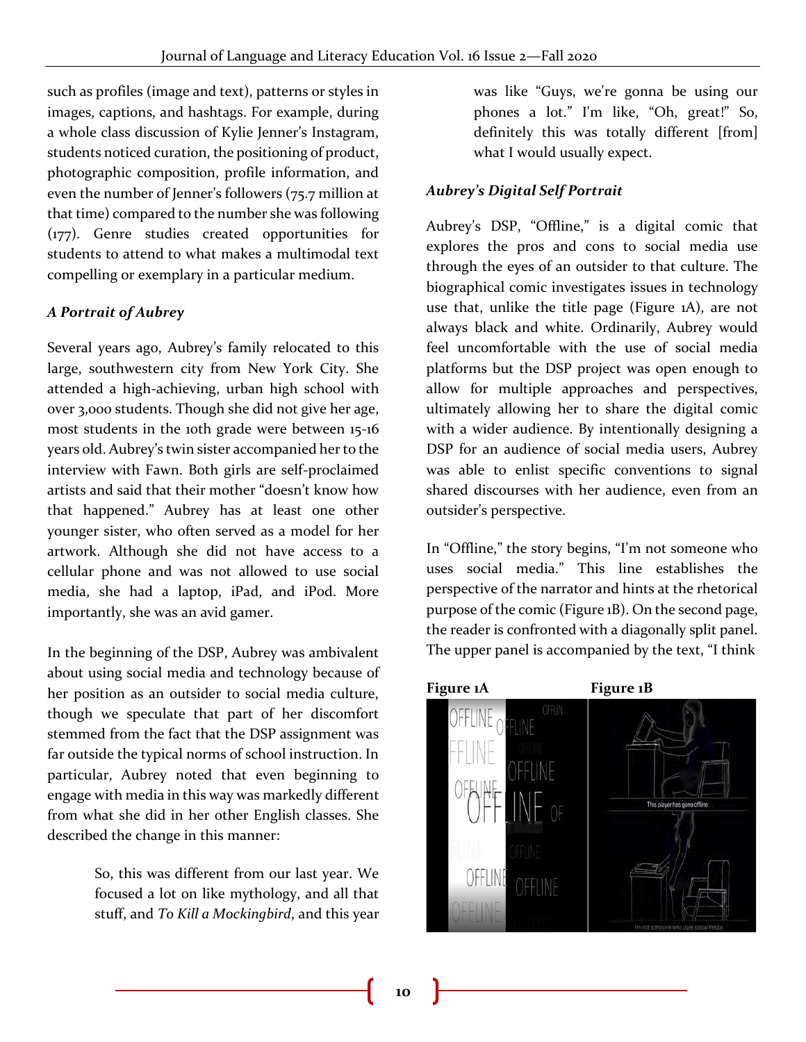such as profiles (image and text), patterns or styles in images, captions, and hashtags. For example, during a whole class discussion of Kylie Jenner's Instagram, students noticed curation, the positioning of product, photographic composition, profile information, and even the number of Jenner's followers (75.7 million at that time) compared to the number she was following (177). Genre studies created opportunities for students to attend to what makes a multimodal text compelling or exemplary in a particular medium.

### *A Portrait of Aubrey*

Several years ago, Aubrey's family relocated to this large, southwestern city from New York City. She attended a high-achieving, urban high school with over 3,000 students. Though she did not give her age, most students in the 10th grade were between 15-16 years old. Aubrey's twin sister accompanied her to the interview with Fawn. Both girls are self-proclaimed artists and said that their mother "doesn't know how that happened." Aubrey has at least one other younger sister, who often served as a model for her artwork. Although she did not have access to a cellular phone and was not allowed to use social media, she had a laptop, iPad, and iPod. More importantly, she was an avid gamer.

In the beginning of the DSP, Aubrey was ambivalent about using social media and technology because of her position as an outsider to social media culture, though we speculate that part of her discomfort stemmed from the fact that the DSP assignment was far outside the typical norms of school instruction. In particular, Aubrey noted that even beginning to engage with media in this way was markedly different from what she did in her other English classes. She described the change in this manner:

> So, this was different from our last year. We focused a lot on like mythology, and all that stuff, and *To Kill a Mockingbird*, and this year was like "Guys, we're gonna be using our phones a lot." I'm like, "Oh, great!" So, definitely this was totally different [from] what I would usually expect.

### *Aubrey's Digital Self Portrait*

Aubrey's DSP, "Offline," is a digital comic that explores the pros and cons to social media use through the eyes of an outsider to that culture. The biographical comic investigates issues in technology use that, unlike the title page (Figure 1A), are not always black and white. Ordinarily, Aubrey would feel uncomfortable with the use of social media platforms but the DSP project was open enough to allow for multiple approaches and perspectives, ultimately allowing her to share the digital comic with a wider audience. By intentionally designing a DSP for an audience of social media users, Aubrey was able to enlist specific conventions to signal shared discourses with her audience, even from an outsider's perspective.

In "Offline," the story begins, "I'm not someone who uses social media." This line establishes the perspective of the narrator and hints at the rhetorical purpose of the comic (Figure 1B). On the second page, the reader is confronted with a diagonally split panel. The upper panel is accompanied by the text, "I think

**Figure 1A** **Figure 1B**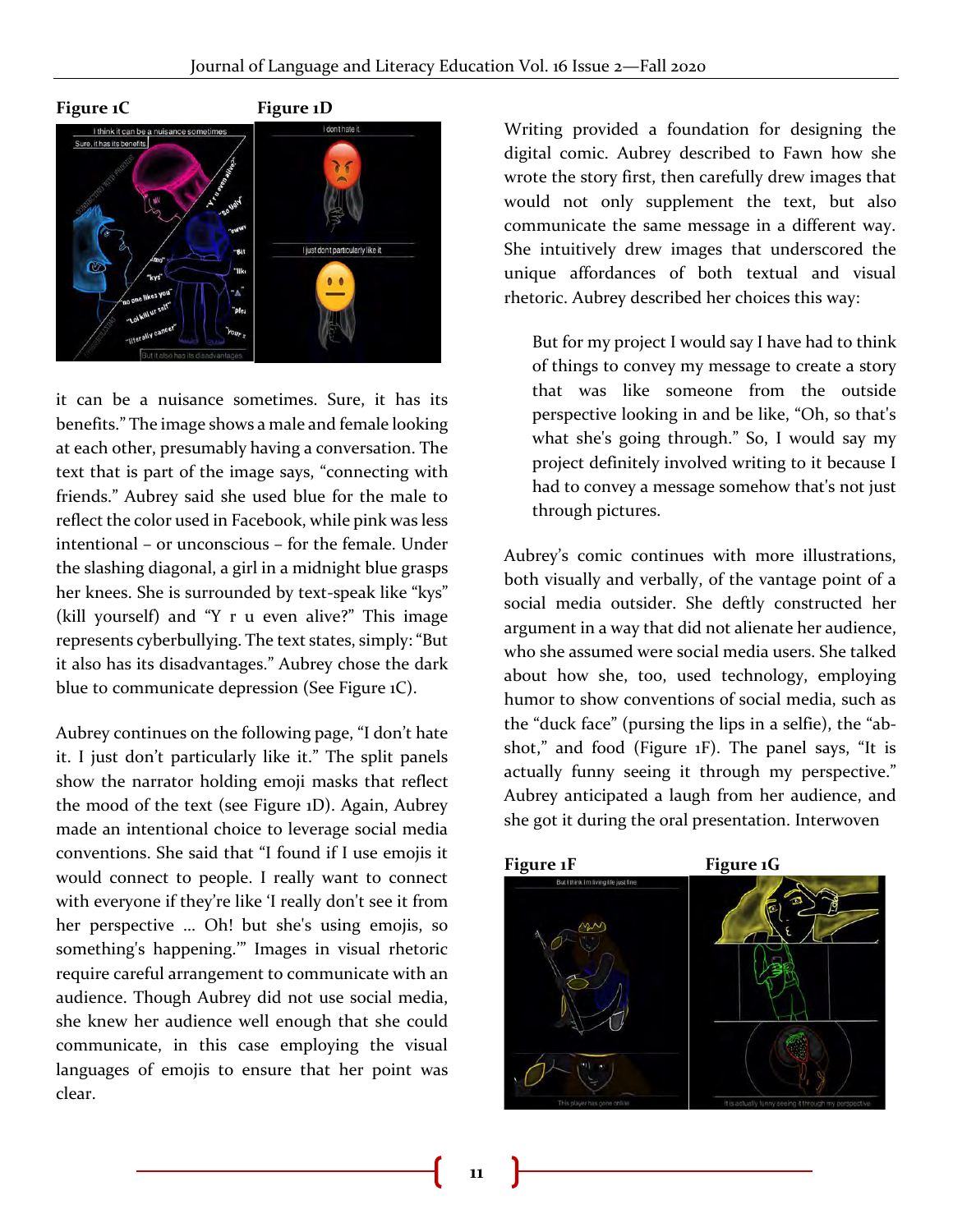**Figure 1C** **Figure 1D**

it can be a nuisance sometimes. Sure, it has its benefits." The image shows a male and female looking at each other, presumably having a conversation. The text that is part of the image says, "connecting with friends." Aubrey said she used blue for the male to reflect the color used in Facebook, while pink was less intentional – or unconscious – for the female. Under the slashing diagonal, a girl in a midnight blue grasps her knees. She is surrounded by text-speak like "kys" (kill yourself) and "Y r u even alive?" This image represents cyberbullying. The text states, simply: "But it also has its disadvantages." Aubrey chose the dark blue to communicate depression (See Figure 1C).

Aubrey continues on the following page, "I don't hate it. I just don't particularly like it." The split panels show the narrator holding emoji masks that reflect the mood of the text (see Figure 1D). Again, Aubrey made an intentional choice to leverage social media conventions. She said that "I found if I use emojis it would connect to people. I really want to connect with everyone if they're like 'I really don't see it from her perspective ... Oh! but she's using emojis, so something's happening.'" Images in visual rhetoric require careful arrangement to communicate with an audience. Though Aubrey did not use social media, she knew her audience well enough that she could communicate, in this case employing the visual languages of emojis to ensure that her point was clear.

Writing provided a foundation for designing the digital comic. Aubrey described to Fawn how she wrote the story first, then carefully drew images that would not only supplement the text, but also communicate the same message in a different way. She intuitively drew images that underscored the unique affordances of both textual and visual rhetoric. Aubrey described her choices this way:

> But for my project I would say I have had to think of things to convey my message to create a story that was like someone from the outside perspective looking in and be like, "Oh, so that's what she's going through." So, I would say my project definitely involved writing to it because I had to convey a message somehow that's not just through pictures.

Aubrey's comic continues with more illustrations, both visually and verbally, of the vantage point of a social media outsider. She deftly constructed her argument in a way that did not alienate her audience, who she assumed were social media users. She talked about how she, too, used technology, employing humor to show conventions of social media, such as the "duck face" (pursing the lips in a selfie), the "ab-shot," and food (Figure 1F). The panel says, "It is actually funny seeing it through my perspective." Aubrey anticipated a laugh from her audience, and she got it during the oral presentation. Interwoven

**Figure 1F** **Figure 1G**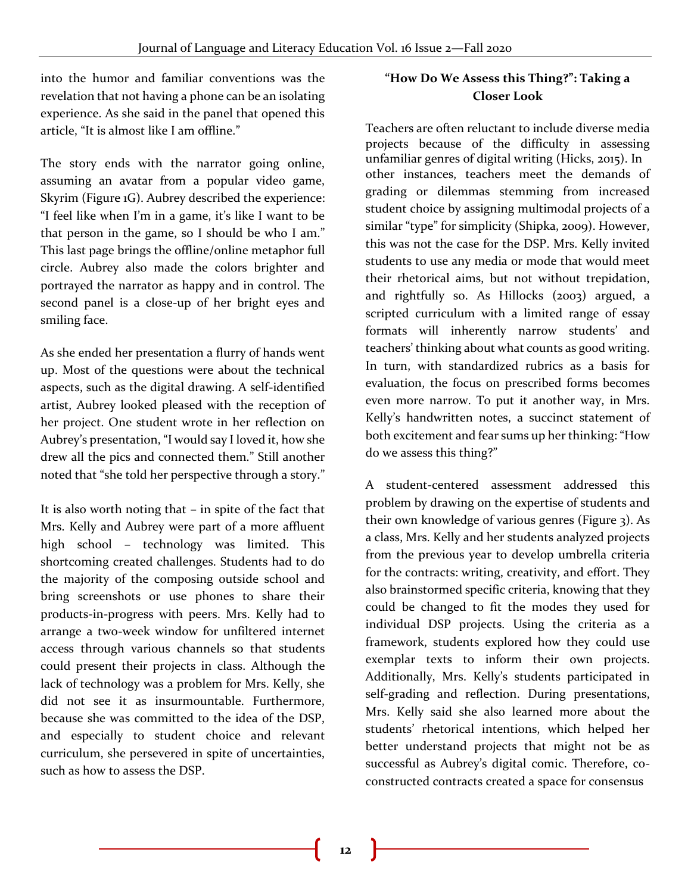into the humor and familiar conventions was the revelation that not having a phone can be an isolating experience. As she said in the panel that opened this article, "It is almost like I am offline."

The story ends with the narrator going online, assuming an avatar from a popular video game, Skyrim (Figure 1G). Aubrey described the experience: "I feel like when I'm in a game, it's like I want to be that person in the game, so I should be who I am." This last page brings the offline/online metaphor full circle. Aubrey also made the colors brighter and portrayed the narrator as happy and in control. The second panel is a close-up of her bright eyes and smiling face.

As she ended her presentation a flurry of hands went up. Most of the questions were about the technical aspects, such as the digital drawing. A self-identified artist, Aubrey looked pleased with the reception of her project. One student wrote in her reflection on Aubrey's presentation, "I would say I loved it, how she drew all the pics and connected them." Still another noted that "she told her perspective through a story."

It is also worth noting that – in spite of the fact that Mrs. Kelly and Aubrey were part of a more affluent high school – technology was limited. This shortcoming created challenges. Students had to do the majority of the composing outside school and bring screenshots or use phones to share their products-in-progress with peers. Mrs. Kelly had to arrange a two-week window for unfiltered internet access through various channels so that students could present their projects in class. Although the lack of technology was a problem for Mrs. Kelly, she did not see it as insurmountable. Furthermore, because she was committed to the idea of the DSP, and especially to student choice and relevant curriculum, she persevered in spite of uncertainties, such as how to assess the DSP.

## "How Do We Assess this Thing?": Taking a Closer Look

Teachers are often reluctant to include diverse media projects because of the difficulty in assessing unfamiliar genres of digital writing (Hicks, 2015). In other instances, teachers meet the demands of grading or dilemmas stemming from increased student choice by assigning multimodal projects of a similar "type" for simplicity (Shipka, 2009). However, this was not the case for the DSP. Mrs. Kelly invited students to use any media or mode that would meet their rhetorical aims, but not without trepidation, and rightfully so. As Hillocks (2003) argued, a scripted curriculum with a limited range of essay formats will inherently narrow students' and teachers' thinking about what counts as good writing. In turn, with standardized rubrics as a basis for evaluation, the focus on prescribed forms becomes even more narrow. To put it another way, in Mrs. Kelly's handwritten notes, a succinct statement of both excitement and fear sums up her thinking: "How do we assess this thing?"

A student-centered assessment addressed this problem by drawing on the expertise of students and their own knowledge of various genres (Figure 3). As a class, Mrs. Kelly and her students analyzed projects from the previous year to develop umbrella criteria for the contracts: writing, creativity, and effort. They also brainstormed specific criteria, knowing that they could be changed to fit the modes they used for individual DSP projects. Using the criteria as a framework, students explored how they could use exemplar texts to inform their own projects. Additionally, Mrs. Kelly's students participated in self-grading and reflection. During presentations, Mrs. Kelly said she also learned more about the students' rhetorical intentions, which helped her better understand projects that might not be as successful as Aubrey's digital comic. Therefore, co-constructed contracts created a space for consensus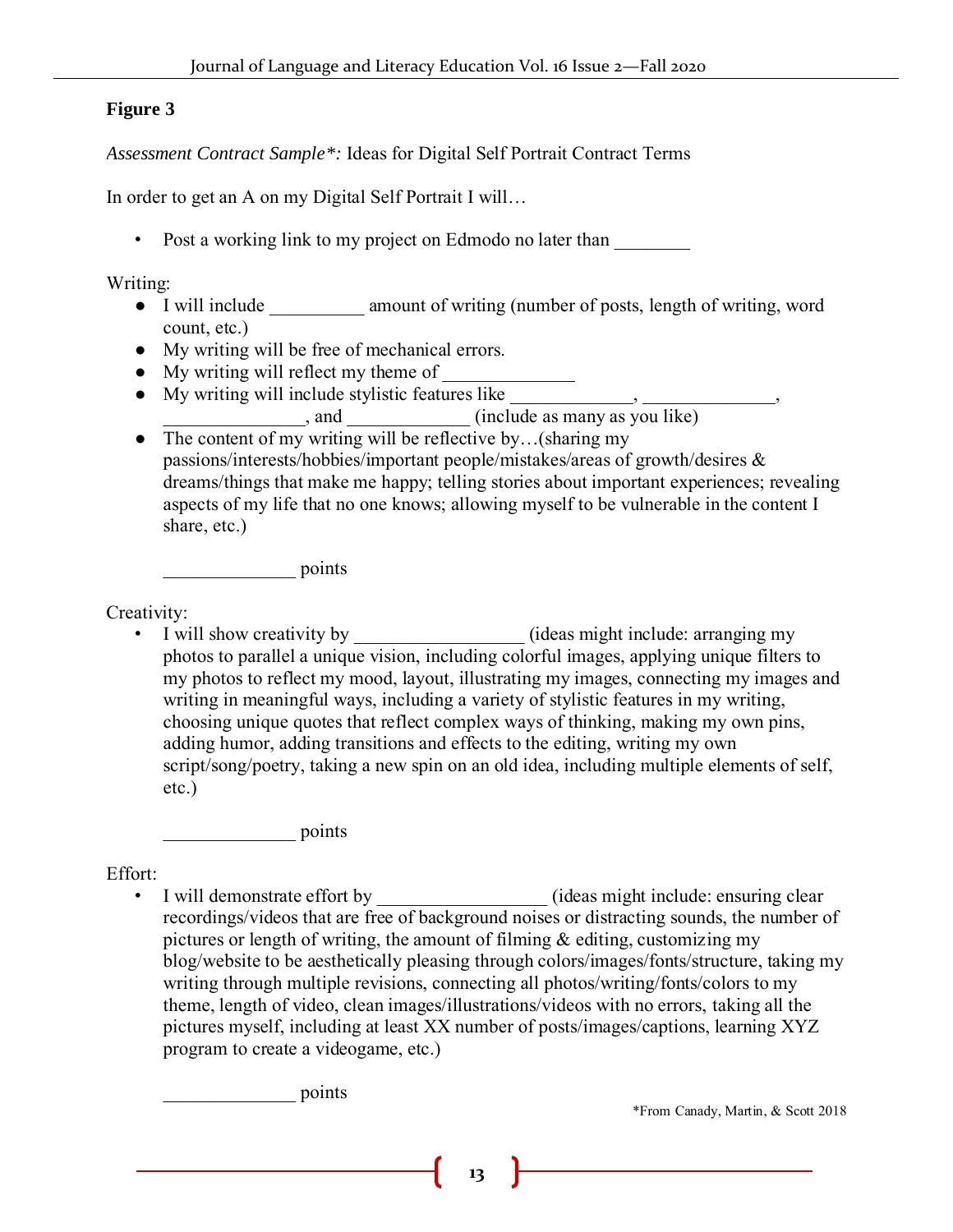**Figure 3**

*Assessment Contract Sample\*:* Ideas for Digital Self Portrait Contract Terms

In order to get an A on my Digital Self Portrait I will…

- Post a working link to my project on Edmodo no later than ________

Writing:

- I will include __________ amount of writing (number of posts, length of writing, word count, etc.)
- My writing will be free of mechanical errors.
- My writing will reflect my theme of ______________
- My writing will include stylistic features like _____________, ______________, _______________, and _____________ (include as many as you like)
- The content of my writing will be reflective by…(sharing my passions/interests/hobbies/important people/mistakes/areas of growth/desires & dreams/things that make me happy; telling stories about important experiences; revealing aspects of my life that no one knows; allowing myself to be vulnerable in the content I share, etc.)

______________ points

Creativity:

- I will show creativity by __________________ (ideas might include: arranging my photos to parallel a unique vision, including colorful images, applying unique filters to my photos to reflect my mood, layout, illustrating my images, connecting my images and writing in meaningful ways, including a variety of stylistic features in my writing, choosing unique quotes that reflect complex ways of thinking, making my own pins, adding humor, adding transitions and effects to the editing, writing my own script/song/poetry, taking a new spin on an old idea, including multiple elements of self, etc.)

______________ points

Effort:

- I will demonstrate effort by __________________ (ideas might include: ensuring clear recordings/videos that are free of background noises or distracting sounds, the number of pictures or length of writing, the amount of filming & editing, customizing my blog/website to be aesthetically pleasing through colors/images/fonts/structure, taking my writing through multiple revisions, connecting all photos/writing/fonts/colors to my theme, length of video, clean images/illustrations/videos with no errors, taking all the pictures myself, including at least XX number of posts/images/captions, learning XYZ program to create a videogame, etc.)

______________ points

\*From Canady, Martin, & Scott 2018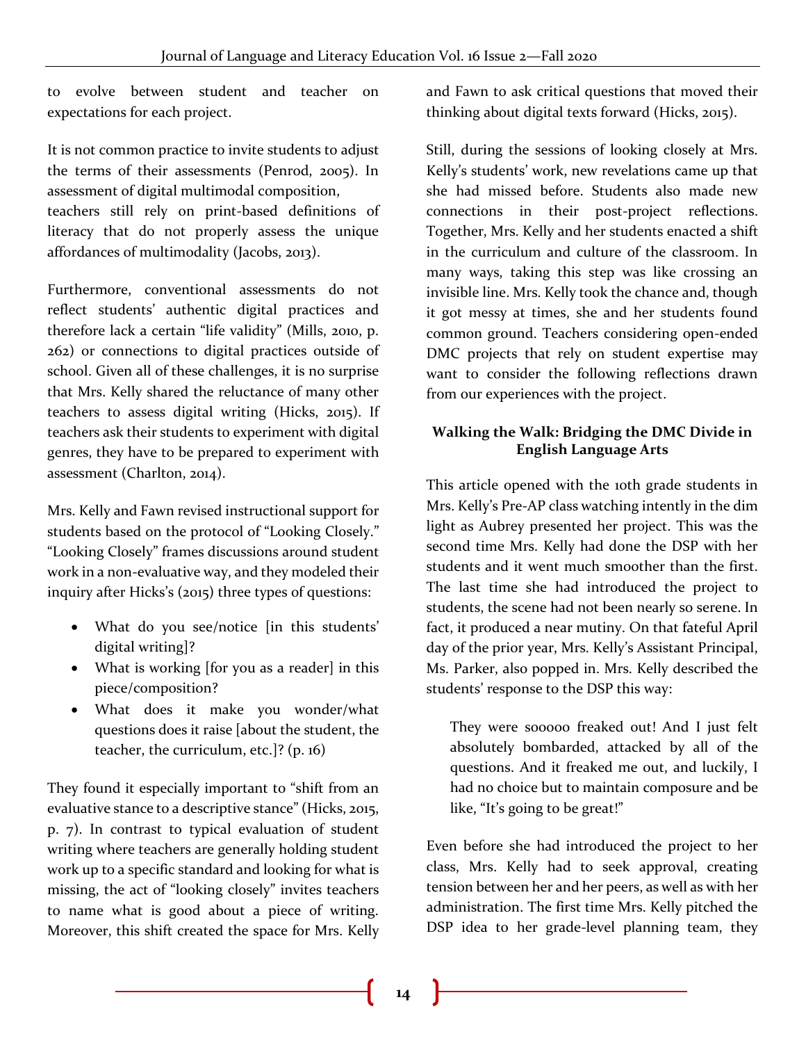to evolve between student and teacher on expectations for each project.

It is not common practice to invite students to adjust the terms of their assessments (Penrod, 2005). In assessment of digital multimodal composition, teachers still rely on print-based definitions of literacy that do not properly assess the unique affordances of multimodality (Jacobs, 2013).

Furthermore, conventional assessments do not reflect students' authentic digital practices and therefore lack a certain "life validity" (Mills, 2010, p. 262) or connections to digital practices outside of school. Given all of these challenges, it is no surprise that Mrs. Kelly shared the reluctance of many other teachers to assess digital writing (Hicks, 2015). If teachers ask their students to experiment with digital genres, they have to be prepared to experiment with assessment (Charlton, 2014).

Mrs. Kelly and Fawn revised instructional support for students based on the protocol of "Looking Closely." "Looking Closely" frames discussions around student work in a non-evaluative way, and they modeled their inquiry after Hicks's (2015) three types of questions:

- What do you see/notice [in this students' digital writing]?
- What is working [for you as a reader] in this piece/composition?
- What does it make you wonder/what questions does it raise [about the student, the teacher, the curriculum, etc.]? (p. 16)

They found it especially important to "shift from an evaluative stance to a descriptive stance" (Hicks, 2015, p. 7). In contrast to typical evaluation of student writing where teachers are generally holding student work up to a specific standard and looking for what is missing, the act of "looking closely" invites teachers to name what is good about a piece of writing. Moreover, this shift created the space for Mrs. Kelly and Fawn to ask critical questions that moved their thinking about digital texts forward (Hicks, 2015).

Still, during the sessions of looking closely at Mrs. Kelly's students' work, new revelations came up that she had missed before. Students also made new connections in their post-project reflections. Together, Mrs. Kelly and her students enacted a shift in the curriculum and culture of the classroom. In many ways, taking this step was like crossing an invisible line. Mrs. Kelly took the chance and, though it got messy at times, she and her students found common ground. Teachers considering open-ended DMC projects that rely on student expertise may want to consider the following reflections drawn from our experiences with the project.

**Walking the Walk: Bridging the DMC Divide in English Language Arts**

This article opened with the 10th grade students in Mrs. Kelly's Pre-AP class watching intently in the dim light as Aubrey presented her project. This was the second time Mrs. Kelly had done the DSP with her students and it went much smoother than the first. The last time she had introduced the project to students, the scene had not been nearly so serene. In fact, it produced a near mutiny. On that fateful April day of the prior year, Mrs. Kelly's Assistant Principal, Ms. Parker, also popped in. Mrs. Kelly described the students' response to the DSP this way:

> They were sooooo freaked out! And I just felt absolutely bombarded, attacked by all of the questions. And it freaked me out, and luckily, I had no choice but to maintain composure and be like, "It's going to be great!"

Even before she had introduced the project to her class, Mrs. Kelly had to seek approval, creating tension between her and her peers, as well as with her administration. The first time Mrs. Kelly pitched the DSP idea to her grade-level planning team, they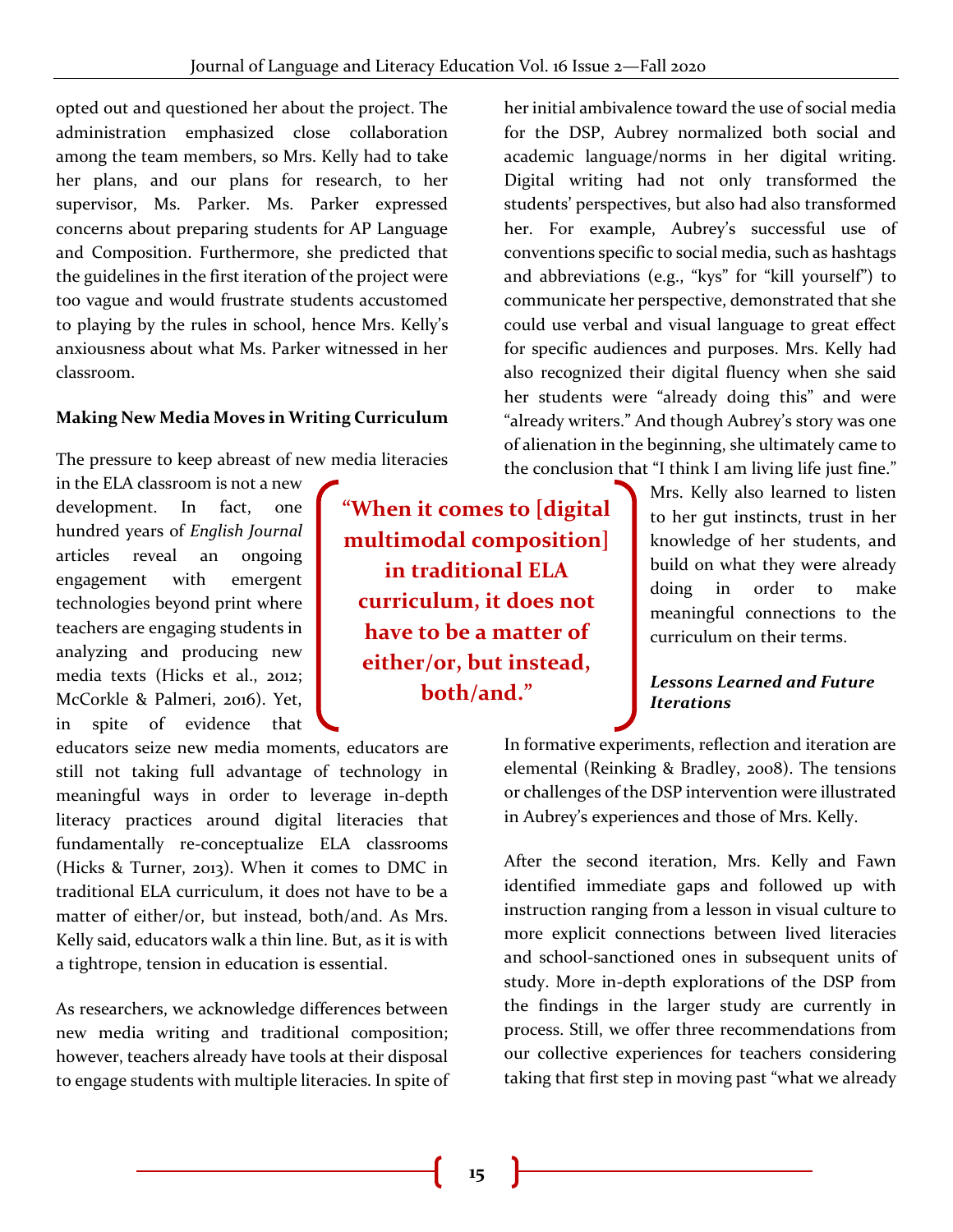opted out and questioned her about the project. The administration emphasized close collaboration among the team members, so Mrs. Kelly had to take her plans, and our plans for research, to her supervisor, Ms. Parker. Ms. Parker expressed concerns about preparing students for AP Language and Composition. Furthermore, she predicted that the guidelines in the first iteration of the project were too vague and would frustrate students accustomed to playing by the rules in school, hence Mrs. Kelly's anxiousness about what Ms. Parker witnessed in her classroom.

**Making New Media Moves in Writing Curriculum**

The pressure to keep abreast of new media literacies in the ELA classroom is not a new development. In fact, one hundred years of *English Journal* articles reveal an ongoing engagement with emergent technologies beyond print where teachers are engaging students in analyzing and producing new media texts (Hicks et al., 2012; McCorkle & Palmeri, 2016). Yet, in spite of evidence that educators seize new media moments, educators are still not taking full advantage of technology in meaningful ways in order to leverage in-depth literacy practices around digital literacies that fundamentally re-conceptualize ELA classrooms (Hicks & Turner, 2013). When it comes to DMC in traditional ELA curriculum, it does not have to be a matter of either/or, but instead, both/and. As Mrs. Kelly said, educators walk a thin line. But, as it is with a tightrope, tension in education is essential.

> **"When it comes to [digital multimodal composition] in traditional ELA curriculum, it does not have to be a matter of either/or, but instead, both/and."**

As researchers, we acknowledge differences between new media writing and traditional composition; however, teachers already have tools at their disposal to engage students with multiple literacies. In spite of her initial ambivalence toward the use of social media for the DSP, Aubrey normalized both social and academic language/norms in her digital writing. Digital writing had not only transformed the students' perspectives, but also had also transformed her. For example, Aubrey's successful use of conventions specific to social media, such as hashtags and abbreviations (e.g., "kys" for "kill yourself") to communicate her perspective, demonstrated that she could use verbal and visual language to great effect for specific audiences and purposes. Mrs. Kelly had also recognized their digital fluency when she said her students were "already doing this" and were "already writers." And though Aubrey's story was one of alienation in the beginning, she ultimately came to the conclusion that "I think I am living life just fine." Mrs. Kelly also learned to listen to her gut instincts, trust in her knowledge of her students, and build on what they were already doing in order to make meaningful connections to the curriculum on their terms.

***Lessons Learned and Future Iterations***

In formative experiments, reflection and iteration are elemental (Reinking & Bradley, 2008). The tensions or challenges of the DSP intervention were illustrated in Aubrey's experiences and those of Mrs. Kelly.

After the second iteration, Mrs. Kelly and Fawn identified immediate gaps and followed up with instruction ranging from a lesson in visual culture to more explicit connections between lived literacies and school-sanctioned ones in subsequent units of study. More in-depth explorations of the DSP from the findings in the larger study are currently in process. Still, we offer three recommendations from our collective experiences for teachers considering taking that first step in moving past "what we already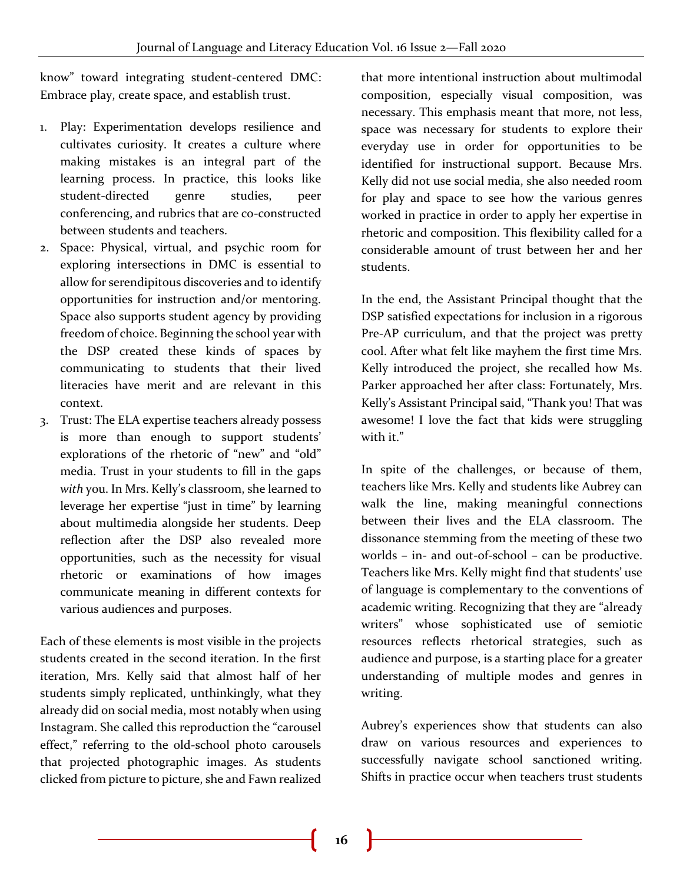know" toward integrating student-centered DMC: Embrace play, create space, and establish trust.

1. Play: Experimentation develops resilience and cultivates curiosity. It creates a culture where making mistakes is an integral part of the learning process. In practice, this looks like student-directed genre studies, peer conferencing, and rubrics that are co-constructed between students and teachers.
2. Space: Physical, virtual, and psychic room for exploring intersections in DMC is essential to allow for serendipitous discoveries and to identify opportunities for instruction and/or mentoring. Space also supports student agency by providing freedom of choice. Beginning the school year with the DSP created these kinds of spaces by communicating to students that their lived literacies have merit and are relevant in this context.
3. Trust: The ELA expertise teachers already possess is more than enough to support students' explorations of the rhetoric of "new" and "old" media. Trust in your students to fill in the gaps *with* you. In Mrs. Kelly's classroom, she learned to leverage her expertise "just in time" by learning about multimedia alongside her students. Deep reflection after the DSP also revealed more opportunities, such as the necessity for visual rhetoric or examinations of how images communicate meaning in different contexts for various audiences and purposes.

Each of these elements is most visible in the projects students created in the second iteration. In the first iteration, Mrs. Kelly said that almost half of her students simply replicated, unthinkingly, what they already did on social media, most notably when using Instagram. She called this reproduction the "carousel effect," referring to the old-school photo carousels that projected photographic images. As students clicked from picture to picture, she and Fawn realized that more intentional instruction about multimodal composition, especially visual composition, was necessary. This emphasis meant that more, not less, space was necessary for students to explore their everyday use in order for opportunities to be identified for instructional support. Because Mrs. Kelly did not use social media, she also needed room for play and space to see how the various genres worked in practice in order to apply her expertise in rhetoric and composition. This flexibility called for a considerable amount of trust between her and her students.

In the end, the Assistant Principal thought that the DSP satisfied expectations for inclusion in a rigorous Pre-AP curriculum, and that the project was pretty cool. After what felt like mayhem the first time Mrs. Kelly introduced the project, she recalled how Ms. Parker approached her after class: Fortunately, Mrs. Kelly's Assistant Principal said, "Thank you! That was awesome! I love the fact that kids were struggling with it."

In spite of the challenges, or because of them, teachers like Mrs. Kelly and students like Aubrey can walk the line, making meaningful connections between their lives and the ELA classroom. The dissonance stemming from the meeting of these two worlds – in- and out-of-school – can be productive. Teachers like Mrs. Kelly might find that students' use of language is complementary to the conventions of academic writing. Recognizing that they are "already writers" whose sophisticated use of semiotic resources reflects rhetorical strategies, such as audience and purpose, is a starting place for a greater understanding of multiple modes and genres in writing.

Aubrey's experiences show that students can also draw on various resources and experiences to successfully navigate school sanctioned writing. Shifts in practice occur when teachers trust students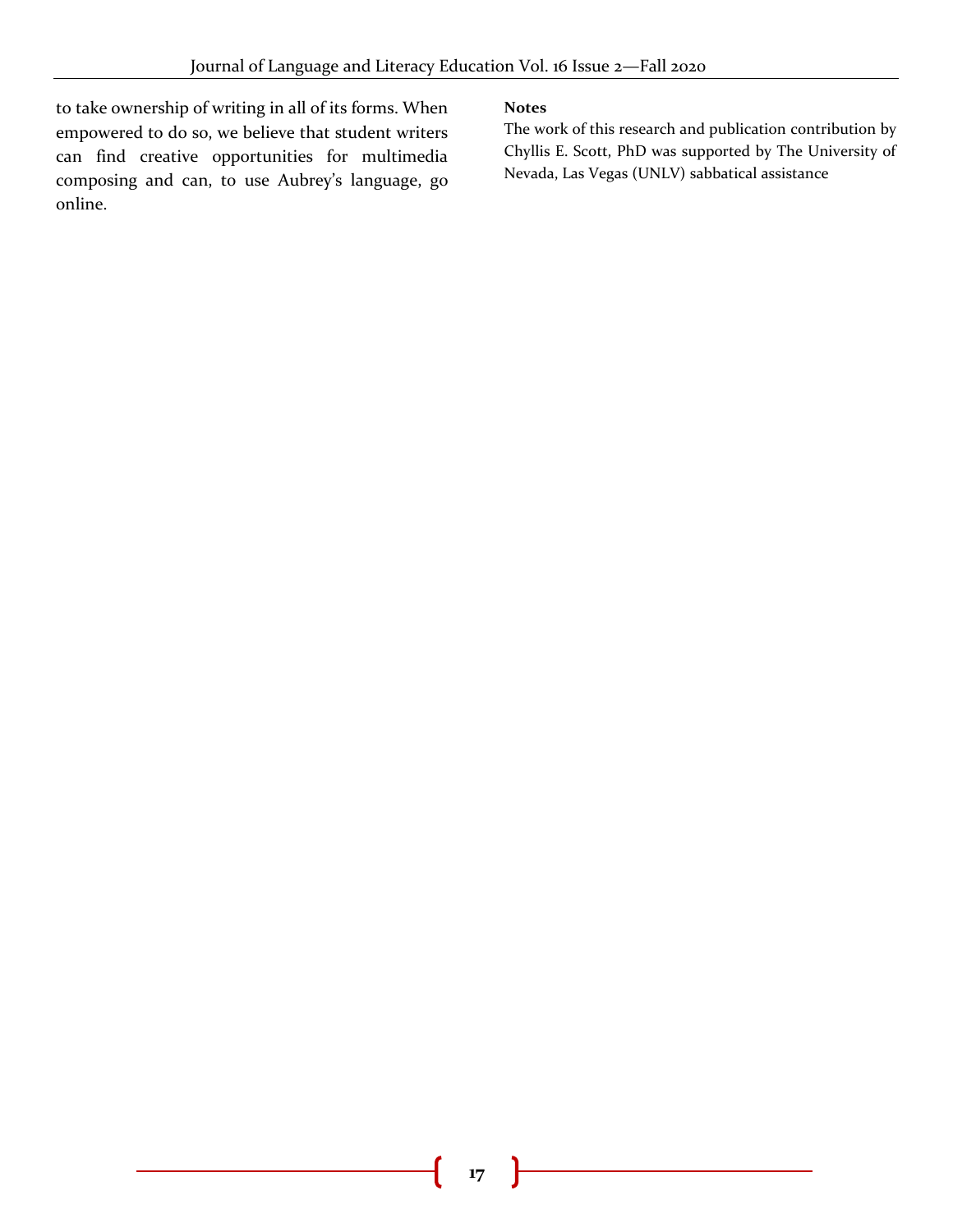to take ownership of writing in all of its forms. When empowered to do so, we believe that student writers can find creative opportunities for multimedia composing and can, to use Aubrey's language, go online.

**Notes**

The work of this research and publication contribution by Chyllis E. Scott, PhD was supported by The University of Nevada, Las Vegas (UNLV) sabbatical assistance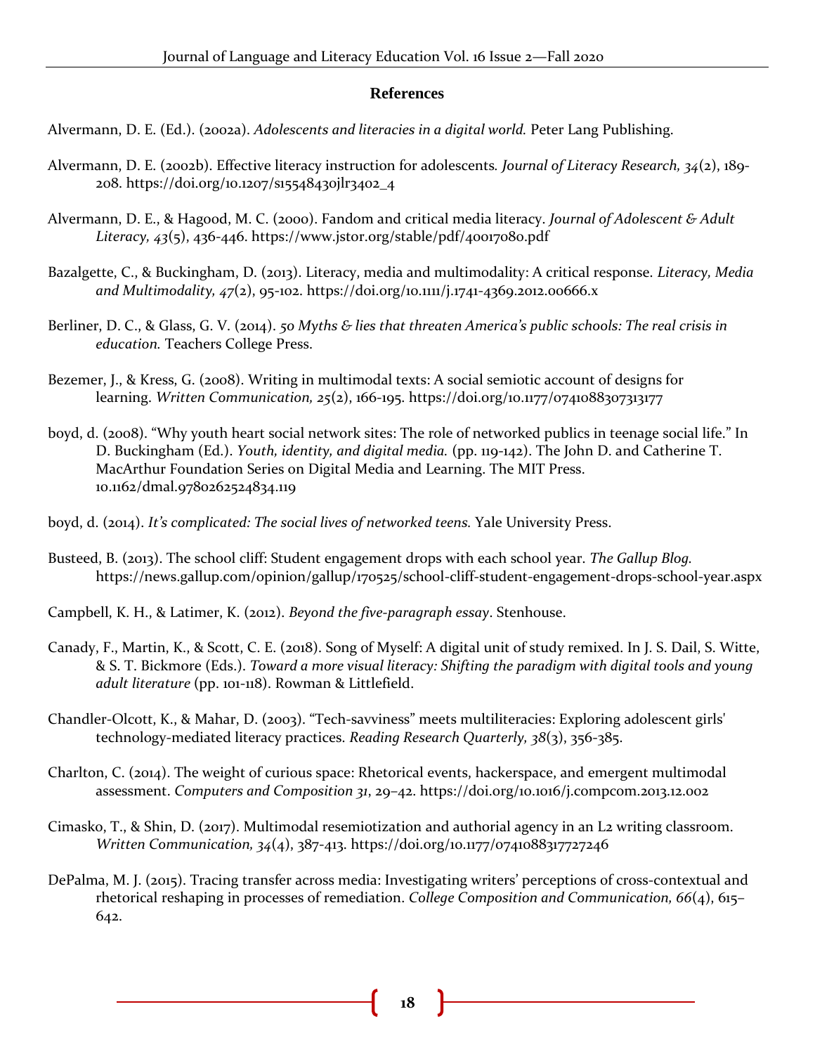### References

Alvermann, D. E. (Ed.). (2002a). *Adolescents and literacies in a digital world.* Peter Lang Publishing.

Alvermann, D. E. (2002b). Effective literacy instruction for adolescents*. Journal of Literacy Research, 34*(2), 189-208. https://doi.org/10.1207/s15548430jlr3402_4

Alvermann, D. E., & Hagood, M. C. (2000). Fandom and critical media literacy. *Journal of Adolescent & Adult Literacy, 43*(5), 436-446. https://www.jstor.org/stable/pdf/40017080.pdf

Bazalgette, C., & Buckingham, D. (2013). Literacy, media and multimodality: A critical response. *Literacy, Media and Multimodality, 47*(2), 95-102. https://doi.org/10.1111/j.1741-4369.2012.00666.x

Berliner, D. C., & Glass, G. V. (2014). *50 Myths & lies that threaten America's public schools: The real crisis in education.* Teachers College Press.

Bezemer, J., & Kress, G. (2008). Writing in multimodal texts: A social semiotic account of designs for learning. *Written Communication, 25*(2), 166-195. https://doi.org/10.1177/0741088307313177

boyd, d. (2008). "Why youth heart social network sites: The role of networked publics in teenage social life." In D. Buckingham (Ed.). *Youth, identity, and digital media.* (pp. 119-142). The John D. and Catherine T. MacArthur Foundation Series on Digital Media and Learning. The MIT Press. 10.1162/dmal.9780262524834.119

boyd, d. (2014). *It's complicated: The social lives of networked teens.* Yale University Press.

Busteed, B. (2013). The school cliff: Student engagement drops with each school year. *The Gallup Blog.* https://news.gallup.com/opinion/gallup/170525/school-cliff-student-engagement-drops-school-year.aspx

Campbell, K. H., & Latimer, K. (2012). *Beyond the five-paragraph essay*. Stenhouse.

Canady, F., Martin, K., & Scott, C. E. (2018). Song of Myself: A digital unit of study remixed. In J. S. Dail, S. Witte, & S. T. Bickmore (Eds.). *Toward a more visual literacy: Shifting the paradigm with digital tools and young adult literature* (pp. 101-118). Rowman & Littlefield.

Chandler-Olcott, K., & Mahar, D. (2003). "Tech-savviness" meets multiliteracies: Exploring adolescent girls' technology-mediated literacy practices. *Reading Research Quarterly, 38*(3), 356-385.

Charlton, C. (2014). The weight of curious space: Rhetorical events, hackerspace, and emergent multimodal assessment. *Computers and Composition 31*, 29–42. https://doi.org/10.1016/j.compcom.2013.12.002

Cimasko, T., & Shin, D. (2017). Multimodal resemiotization and authorial agency in an L2 writing classroom. *Written Communication, 34*(4), 387-413. https://doi.org/10.1177/0741088317727246

DePalma, M. J. (2015). Tracing transfer across media: Investigating writers' perceptions of cross-contextual and rhetorical reshaping in processes of remediation. *College Composition and Communication, 66*(4), 615–642.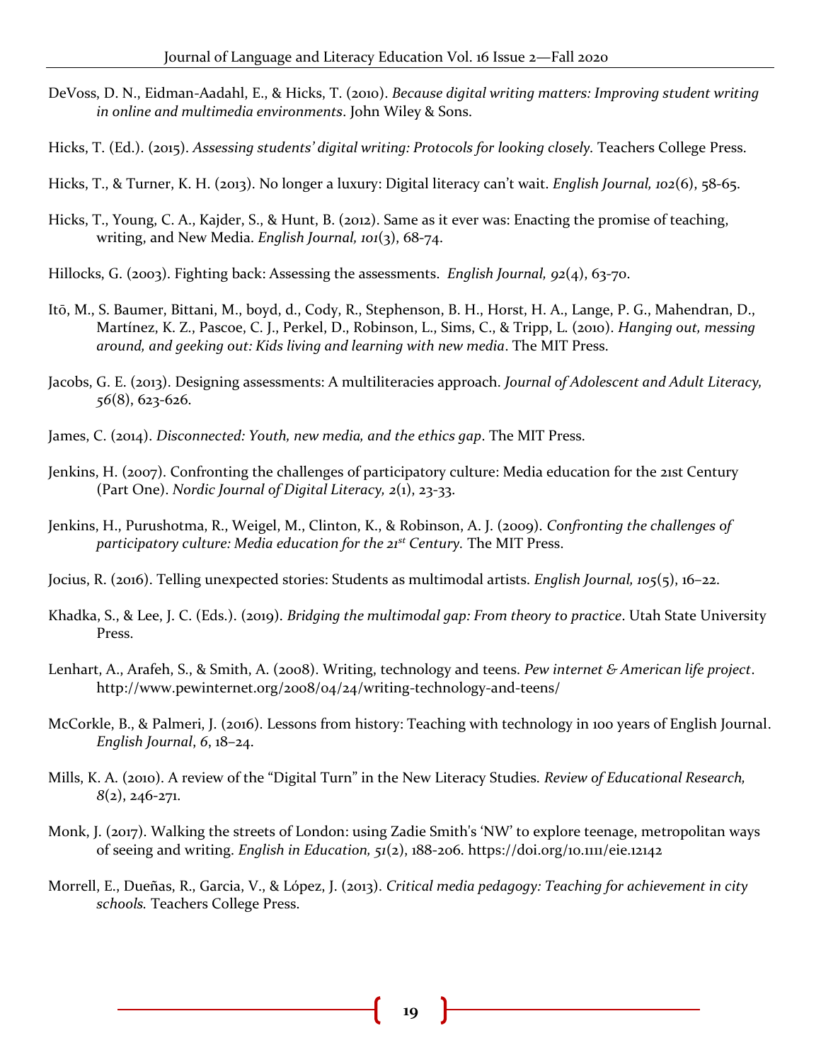DeVoss, D. N., Eidman-Aadahl, E., & Hicks, T. (2010). *Because digital writing matters: Improving student writing in online and multimedia environments*. John Wiley & Sons.

Hicks, T. (Ed.). (2015). *Assessing students' digital writing: Protocols for looking closely.* Teachers College Press.

Hicks, T., & Turner, K. H. (2013). No longer a luxury: Digital literacy can't wait. *English Journal, 102*(6), 58-65.

Hicks, T., Young, C. A., Kajder, S., & Hunt, B. (2012). Same as it ever was: Enacting the promise of teaching, writing, and New Media. *English Journal, 101*(3), 68-74.

Hillocks, G. (2003). Fighting back: Assessing the assessments. *English Journal, 92*(4), 63-70.

Itō, M., S. Baumer, Bittani, M., boyd, d., Cody, R., Stephenson, B. H., Horst, H. A., Lange, P. G., Mahendran, D., Martínez, K. Z., Pascoe, C. J., Perkel, D., Robinson, L., Sims, C., & Tripp, L. (2010). *Hanging out, messing around, and geeking out: Kids living and learning with new media*. The MIT Press.

Jacobs, G. E. (2013). Designing assessments: A multiliteracies approach. *Journal of Adolescent and Adult Literacy, 56*(8), 623-626.

James, C. (2014). *Disconnected: Youth, new media, and the ethics gap*. The MIT Press.

Jenkins, H. (2007). Confronting the challenges of participatory culture: Media education for the 21st Century (Part One). *Nordic Journal of Digital Literacy, 2*(1), 23-33.

Jenkins, H., Purushotma, R., Weigel, M., Clinton, K., & Robinson, A. J. (2009). *Confronting the challenges of participatory culture: Media education for the 21st Century.* The MIT Press.

Jocius, R. (2016). Telling unexpected stories: Students as multimodal artists. *English Journal, 105*(5), 16–22.

Khadka, S., & Lee, J. C. (Eds.). (2019). *Bridging the multimodal gap: From theory to practice*. Utah State University Press.

Lenhart, A., Arafeh, S., & Smith, A. (2008). Writing, technology and teens. *Pew internet & American life project*. http://www.pewinternet.org/2008/04/24/writing-technology-and-teens/

McCorkle, B., & Palmeri, J. (2016). Lessons from history: Teaching with technology in 100 years of English Journal. *English Journal*, *6*, 18–24.

Mills, K. A. (2010). A review of the "Digital Turn" in the New Literacy Studies. *Review of Educational Research, 8*(2), 246-271.

Monk, J. (2017). Walking the streets of London: using Zadie Smith's 'NW' to explore teenage, metropolitan ways of seeing and writing. *English in Education, 51*(2), 188-206. https://doi.org/10.1111/eie.12142

Morrell, E., Dueñas, R., Garcia, V., & López, J. (2013). *Critical media pedagogy: Teaching for achievement in city schools.* Teachers College Press.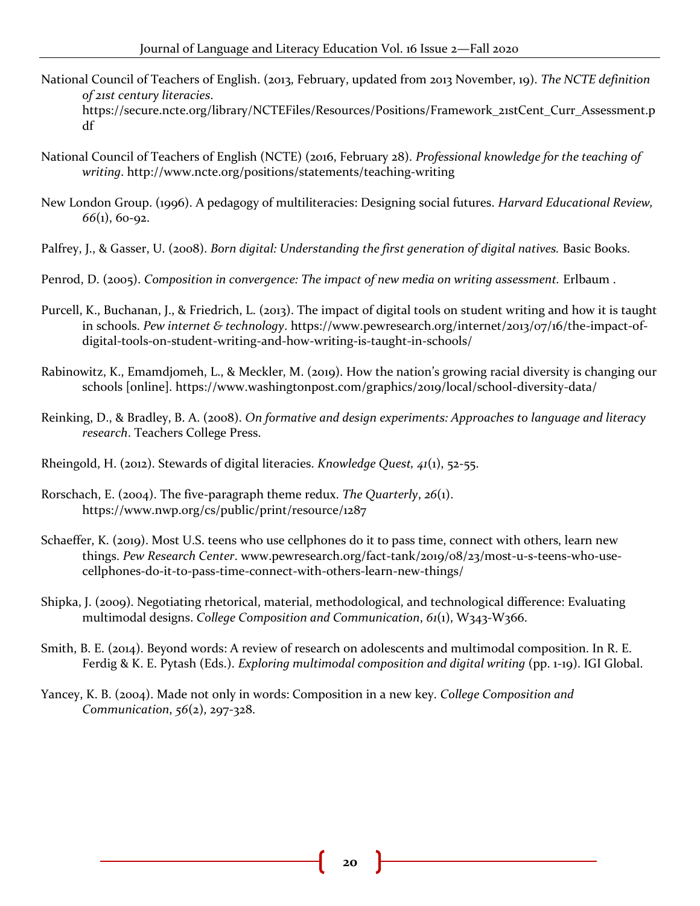National Council of Teachers of English. (2013, February, updated from 2013 November, 19). *The NCTE definition of 21st century literacies.* https://secure.ncte.org/library/NCTEFiles/Resources/Positions/Framework_21stCent_Curr_Assessment.pdf

National Council of Teachers of English (NCTE) (2016, February 28). *Professional knowledge for the teaching of writing*. http://www.ncte.org/positions/statements/teaching-writing

New London Group. (1996). A pedagogy of multiliteracies: Designing social futures. *Harvard Educational Review, 66*(1), 60-92.

Palfrey, J., & Gasser, U. (2008). *Born digital: Understanding the first generation of digital natives.* Basic Books.

Penrod, D. (2005). *Composition in convergence: The impact of new media on writing assessment.* Erlbaum .

Purcell, K., Buchanan, J., & Friedrich, L. (2013). The impact of digital tools on student writing and how it is taught in schools. *Pew internet & technology*. https://www.pewresearch.org/internet/2013/07/16/the-impact-of-digital-tools-on-student-writing-and-how-writing-is-taught-in-schools/

Rabinowitz, K., Emamdjomeh, L., & Meckler, M. (2019). How the nation's growing racial diversity is changing our schools [online]. https://www.washingtonpost.com/graphics/2019/local/school-diversity-data/

Reinking, D., & Bradley, B. A. (2008). *On formative and design experiments: Approaches to language and literacy research*. Teachers College Press.

Rheingold, H. (2012). Stewards of digital literacies. *Knowledge Quest, 41*(1), 52-55.

Rorschach, E. (2004). The five-paragraph theme redux. *The Quarterly*, *26*(1). https://www.nwp.org/cs/public/print/resource/1287

Schaeffer, K. (2019). Most U.S. teens who use cellphones do it to pass time, connect with others, learn new things. *Pew Research Center*. www.pewresearch.org/fact-tank/2019/08/23/most-u-s-teens-who-use-cellphones-do-it-to-pass-time-connect-with-others-learn-new-things/

Shipka, J. (2009). Negotiating rhetorical, material, methodological, and technological difference: Evaluating multimodal designs. *College Composition and Communication*, *61*(1), W343-W366.

Smith, B. E. (2014). Beyond words: A review of research on adolescents and multimodal composition. In R. E. Ferdig & K. E. Pytash (Eds.). *Exploring multimodal composition and digital writing* (pp. 1-19). IGI Global.

Yancey, K. B. (2004). Made not only in words: Composition in a new key. *College Composition and Communication*, *56*(2), 297-328.